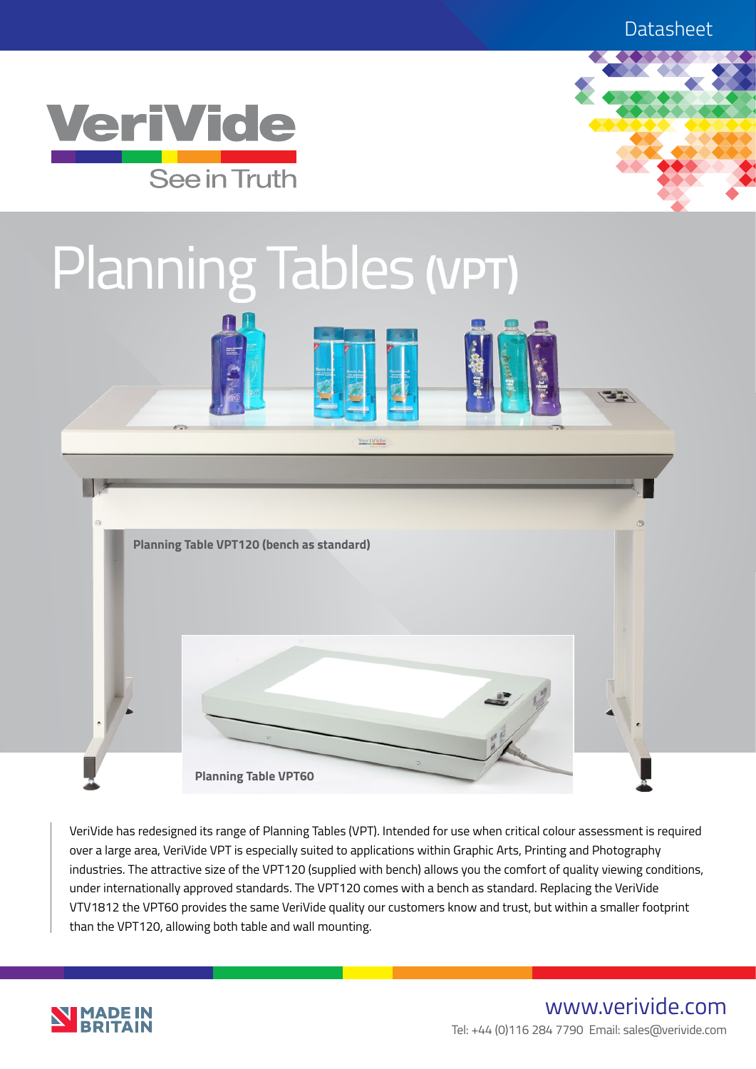Datasheet

VeriVide

See in Truth

# Planning Tables (VPT)

Planning Table VPT120 (bench as standard)

Planning Table VPT60

VeriVide has redesigned its range of Planning Tables (VPT). Intended for use when critical colour assessment is required over a large area, VeriVide VPT is especially suited to applications within Graphic Arts, Printing and Photography industries. The attractive size of the VPT120 (supplied with bench) allows you the comfort of quality viewing conditions, under internationally approved standards. The VPT120 comes with a bench as standard. Replacing the VeriVide VTV1812 the VPT60 provides the same VeriVide quality our customers know and trust, but within a smaller footprint than the VPT120, allowing both table and wall mounting.

MADE IN BRITAIN

www.verivide.com

Tel: +44 (0)116 284 7790 Email: sales@verivide.com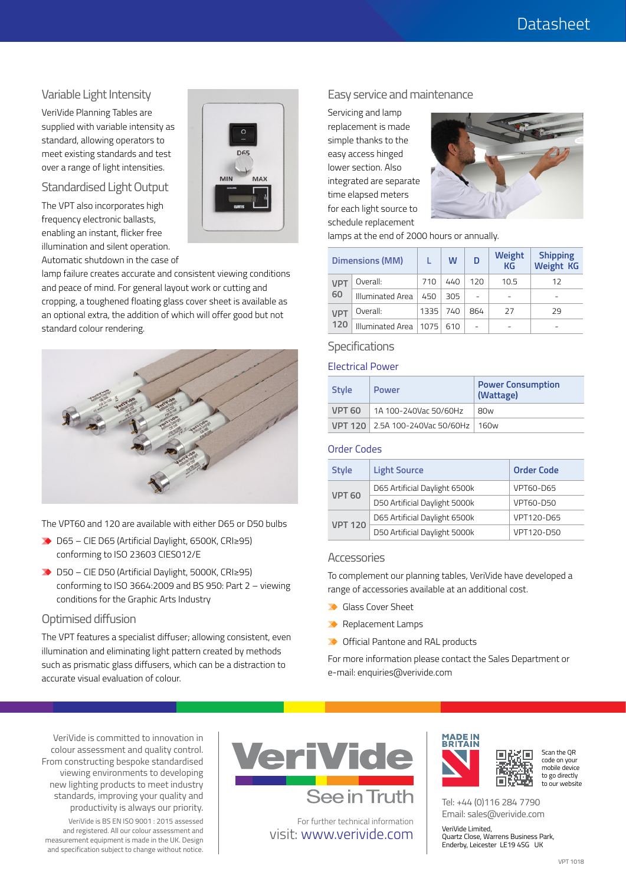## Variable Light Intensity

VeriVide Planning Tables are supplied with variable intensity as standard, allowing operators to meet existing standards and test over a range of light intensities.

## Standardised Light Output

The VPT also incorporates high frequency electronic ballasts, enabling an instant, flicker free illumination and silent operation. Automatic shutdown in the case of lamp failure creates accurate and consistent viewing conditions and peace of mind. For general layout work or cutting and cropping, a toughened floating glass cover sheet is available as an optional extra, the addition of which will offer good but not standard colour rendering.

The VPT60 and 120 are available with either D65 or D50 bulbs

- D65 – CIE D65 (Artificial Daylight, 6500K, CRI≥95) conforming to ISO 23603 CIES012/E
- D50 – CIE D50 (Artificial Daylight, 5000K, CRI≥95) conforming to ISO 3664:2009 and BS 950: Part 2 – viewing conditions for the Graphic Arts Industry

## Optimised diffusion

The VPT features a specialist diffuser; allowing consistent, even illumination and eliminating light pattern created by methods such as prismatic glass diffusers, which can be a distraction to accurate visual evaluation of colour.

## Easy service and maintenance

Servicing and lamp replacement is made simple thanks to the easy access hinged lower section. Also integrated are separate time elapsed meters for each light source to schedule replacement lamps at the end of 2000 hours or annually.

| Dimensions (MM) | | L | W | D | Weight KG | Shipping Weight KG |
|---|---|---|---|---|---|---|
| VPT 60 | Overall: | 710 | 440 | 120 | 10.5 | 12 |
| | Illuminated Area | 450 | 305 | - | - | - |
| VPT 120 | Overall: | 1335 | 740 | 864 | 27 | 29 |
| | Illuminated Area | 1075 | 610 | - | - | - |

## Specifications

### Electrical Power

| Style | Power | Power Consumption (Wattage) |
|---|---|---|
| VPT 60 | 1A 100-240Vac 50/60Hz | 80w |
| VPT 120 | 2.5A 100-240Vac 50/60Hz | 160w |

### Order Codes

| Style | Light Source | Order Code |
|---|---|---|
| VPT 60 | D65 Artificial Daylight 6500k | VPT60-D65 |
| | D50 Artificial Daylight 5000k | VPT60-D50 |
| VPT 120 | D65 Artificial Daylight 6500k | VPT120-D65 |
| | D50 Artificial Daylight 5000k | VPT120-D50 |

## Accessories

To complement our planning tables, VeriVide have developed a range of accessories available at an additional cost.

- Glass Cover Sheet
- Replacement Lamps
- Official Pantone and RAL products

For more information please contact the Sales Department or e-mail: enquiries@verivide.com

VeriVide is committed to innovation in colour assessment and quality control. From constructing bespoke standardised viewing environments to developing new lighting products to meet industry standards, improving your quality and productivity is always our priority.

VeriVide is BS EN ISO 9001 : 2015 assessed and registered. All our colour assessment and measurement equipment is made in the UK. Design and specification subject to change without notice.

VeriVide
See in Truth

For further technical information
visit: www.verivide.com

MADE IN BRITAIN

Scan the QR code on your mobile device to go directly to our website

Tel: +44 (0)116 284 7790
Email: sales@verivide.com

VeriVide Limited,
Quartz Close, Warrens Business Park,
Enderby, Leicester LE19 4SG UK

VPT 1018